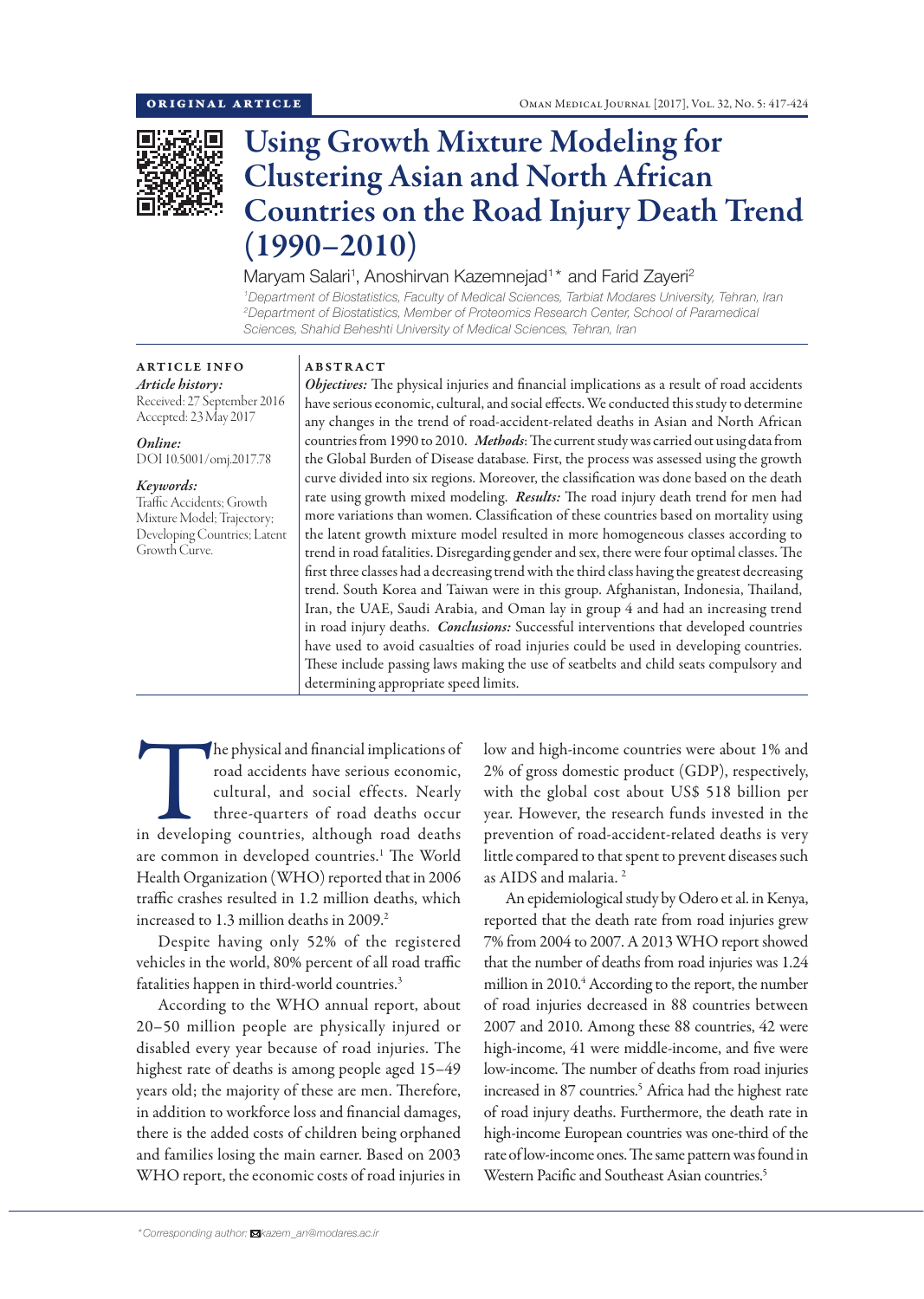ORIGINAL ARTICLE

# Using Growth Mixture Modeling for Clustering Asian and North African Countries on the Road Injury Death Trend (1990–2010)

Maryam Salari[1], Anoshirvan Kazemnejad[1]* and Farid Zayeri[2]

[1]Department of Biostatistics, Faculty of Medical Sciences, Tarbiat Modares University, Tehran, Iran
[2]Department of Biostatistics, Member of Proteomics Research Center, School of Paramedical Sciences, Shahid Beheshti University of Medical Sciences, Tehran, Iran

## ARTICLE INFO

*Article history:*
Received: 27 September 2016
Accepted: 23 May 2017

*Online:*
DOI 10.5001/omj.2017.78

*Keywords:*
Traffic Accidents; Growth Mixture Model; Trajectory; Developing Countries; Latent Growth Curve.

## ABSTRACT

***Objectives:*** The physical injuries and financial implications as a result of road accidents have serious economic, cultural, and social effects. We conducted this study to determine any changes in the trend of road-accident-related deaths in Asian and North African countries from 1990 to 2010. ***Methods***: The current study was carried out using data from the Global Burden of Disease database. First, the process was assessed using the growth curve divided into six regions. Moreover, the classification was done based on the death rate using growth mixed modeling. ***Results:*** The road injury death trend for men had more variations than women. Classification of these countries based on mortality using the latent growth mixture model resulted in more homogeneous classes according to trend in road fatalities. Disregarding gender and sex, there were four optimal classes. The first three classes had a decreasing trend with the third class having the greatest decreasing trend. South Korea and Taiwan were in this group. Afghanistan, Indonesia, Thailand, Iran, the UAE, Saudi Arabia, and Oman lay in group 4 and had an increasing trend in road injury deaths. ***Conclusions:*** Successful interventions that developed countries have used to avoid casualties of road injuries could be used in developing countries. These include passing laws making the use of seatbelts and child seats compulsory and determining appropriate speed limits.

The physical and financial implications of road accidents have serious economic, cultural, and social effects. Nearly three-quarters of road deaths occur in developing countries, although road deaths are common in developed countries.[1] The World Health Organization (WHO) reported that in 2006 traffic crashes resulted in 1.2 million deaths, which increased to 1.3 million deaths in 2009.[2]

Despite having only 52% of the registered vehicles in the world, 80% percent of all road traffic fatalities happen in third-world countries.[3]

According to the WHO annual report, about 20–50 million people are physically injured or disabled every year because of road injuries. The highest rate of deaths is among people aged 15–49 years old; the majority of these are men. Therefore, in addition to workforce loss and financial damages, there is the added costs of children being orphaned and families losing the main earner. Based on 2003 WHO report, the economic costs of road injuries in low and high-income countries were about 1% and 2% of gross domestic product (GDP), respectively, with the global cost about US$ 518 billion per year. However, the research funds invested in the prevention of road-accident-related deaths is very little compared to that spent to prevent diseases such as AIDS and malaria.[2]

An epidemiological study by Odero et al. in Kenya, reported that the death rate from road injuries grew 7% from 2004 to 2007. A 2013 WHO report showed that the number of deaths from road injuries was 1.24 million in 2010.[4] According to the report, the number of road injuries decreased in 88 countries between 2007 and 2010. Among these 88 countries, 42 were high-income, 41 were middle-income, and five were low-income. The number of deaths from road injuries increased in 87 countries.[5] Africa had the highest rate of road injury deaths. Furthermore, the death rate in high-income European countries was one-third of the rate of low-income ones. The same pattern was found in Western Pacific and Southeast Asian countries.[5]

*Corresponding author: kazem_an@modares.ac.ir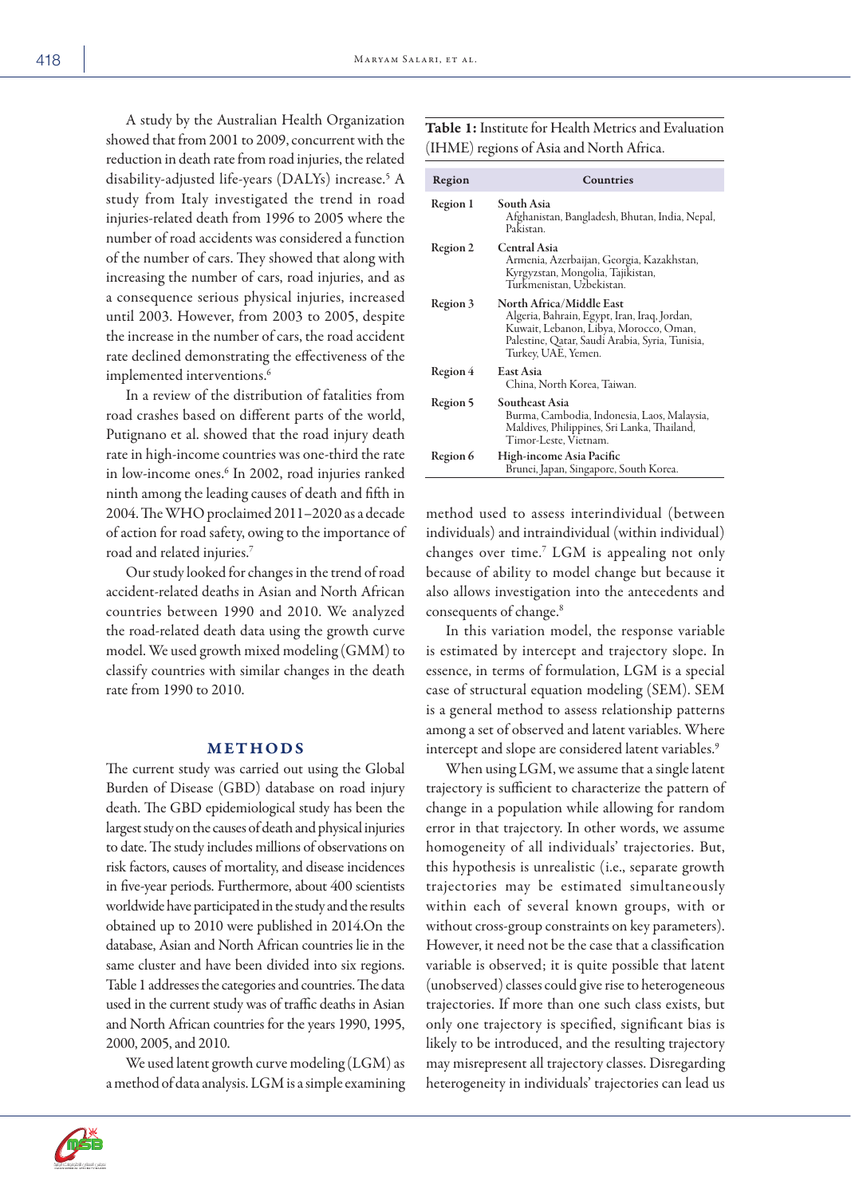A study by the Australian Health Organization showed that from 2001 to 2009, concurrent with the reduction in death rate from road injuries, the related disability-adjusted life-years (DALYs) increase.[5] A study from Italy investigated the trend in road injuries-related death from 1996 to 2005 where the number of road accidents was considered a function of the number of cars. They showed that along with increasing the number of cars, road injuries, and as a consequence serious physical injuries, increased until 2003. However, from 2003 to 2005, despite the increase in the number of cars, the road accident rate declined demonstrating the effectiveness of the implemented interventions.[6]

In a review of the distribution of fatalities from road crashes based on different parts of the world, Putignano et al. showed that the road injury death rate in high-income countries was one-third the rate in low-income ones.[6] In 2002, road injuries ranked ninth among the leading causes of death and fifth in 2004. The WHO proclaimed 2011–2020 as a decade of action for road safety, owing to the importance of road and related injuries.[7]

Our study looked for changes in the trend of road accident-related deaths in Asian and North African countries between 1990 and 2010. We analyzed the road-related death data using the growth curve model. We used growth mixed modeling (GMM) to classify countries with similar changes in the death rate from 1990 to 2010.

## METHODS

The current study was carried out using the Global Burden of Disease (GBD) database on road injury death. The GBD epidemiological study has been the largest study on the causes of death and physical injuries to date. The study includes millions of observations on risk factors, causes of mortality, and disease incidences in five-year periods. Furthermore, about 400 scientists worldwide have participated in the study and the results obtained up to 2010 were published in 2014.On the database, Asian and North African countries lie in the same cluster and have been divided into six regions. Table 1 addresses the categories and countries. The data used in the current study was of traffic deaths in Asian and North African countries for the years 1990, 1995, 2000, 2005, and 2010.

**Table 1:** Institute for Health Metrics and Evaluation (IHME) regions of Asia and North Africa.

| Region | Countries |
|---|---|
| Region 1 | **South Asia**<br>Afghanistan, Bangladesh, Bhutan, India, Nepal, Pakistan. |
| Region 2 | **Central Asia**<br>Armenia, Azerbaijan, Georgia, Kazakhstan, Kyrgyzstan, Mongolia, Tajikistan, Turkmenistan, Uzbekistan. |
| Region 3 | **North Africa/Middle East**<br>Algeria, Bahrain, Egypt, Iran, Iraq, Jordan, Kuwait, Lebanon, Libya, Morocco, Oman, Palestine, Qatar, Saudi Arabia, Syria, Tunisia, Turkey, UAE, Yemen. |
| Region 4 | **East Asia**<br>China, North Korea, Taiwan. |
| Region 5 | **Southeast Asia**<br>Burma, Cambodia, Indonesia, Laos, Malaysia, Maldives, Philippines, Sri Lanka, Thailand, Timor-Leste, Vietnam. |
| Region 6 | **High-income Asia Pacific**<br>Brunei, Japan, Singapore, South Korea. |

We used latent growth curve modeling (LGM) as a method of data analysis. LGM is a simple examining method used to assess interindividual (between individuals) and intraindividual (within individual) changes over time.[7] LGM is appealing not only because of ability to model change but because it also allows investigation into the antecedents and consequents of change.[8]

In this variation model, the response variable is estimated by intercept and trajectory slope. In essence, in terms of formulation, LGM is a special case of structural equation modeling (SEM). SEM is a general method to assess relationship patterns among a set of observed and latent variables. Where intercept and slope are considered latent variables.[9]

When using LGM, we assume that a single latent trajectory is sufficient to characterize the pattern of change in a population while allowing for random error in that trajectory. In other words, we assume homogeneity of all individuals' trajectories. But, this hypothesis is unrealistic (i.e., separate growth trajectories may be estimated simultaneously within each of several known groups, with or without cross-group constraints on key parameters). However, it need not be the case that a classification variable is observed; it is quite possible that latent (unobserved) classes could give rise to heterogeneous trajectories. If more than one such class exists, but only one trajectory is specified, significant bias is likely to be introduced, and the resulting trajectory may misrepresent all trajectory classes. Disregarding heterogeneity in individuals' trajectories can lead us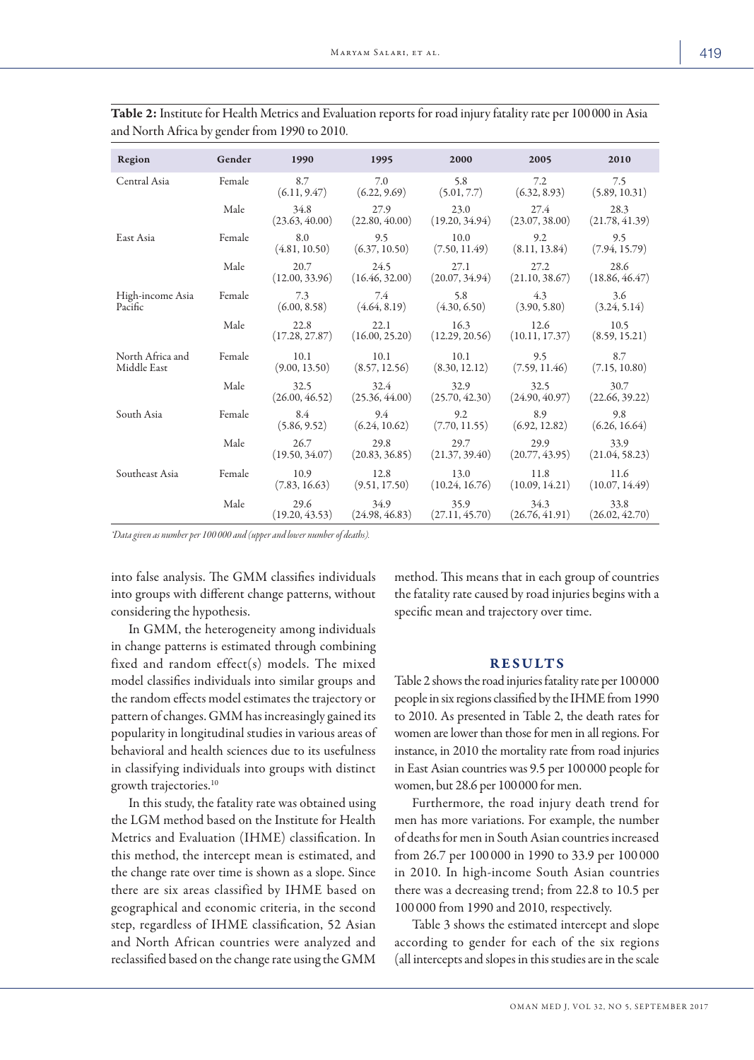**Table 2:** Institute for Health Metrics and Evaluation reports for road injury fatality rate per 100 000 in Asia and North Africa by gender from 1990 to 2010.

| Region | Gender | 1990 | 1995 | 2000 | 2005 | 2010 |
|---|---|---|---|---|---|---|
| Central Asia | Female | 8.7 (6.11, 9.47) | 7.0 (6.22, 9.69) | 5.8 (5.01, 7.7) | 7.2 (6.32, 8.93) | 7.5 (5.89, 10.31) |
| | Male | 34.8 (23.63, 40.00) | 27.9 (22.80, 40.00) | 23.0 (19.20, 34.94) | 27.4 (23.07, 38.00) | 28.3 (21.78, 41.39) |
| East Asia | Female | 8.0 (4.81, 10.50) | 9.5 (6.37, 10.50) | 10.0 (7.50, 11.49) | 9.2 (8.11, 13.84) | 9.5 (7.94, 15.79) |
| | Male | 20.7 (12.00, 33.96) | 24.5 (16.46, 32.00) | 27.1 (20.07, 34.94) | 27.2 (21.10, 38.67) | 28.6 (18.86, 46.47) |
| High-income Asia Pacific | Female | 7.3 (6.00, 8.58) | 7.4 (4.64, 8.19) | 5.8 (4.30, 6.50) | 4.3 (3.90, 5.80) | 3.6 (3.24, 5.14) |
| | Male | 22.8 (17.28, 27.87) | 22.1 (16.00, 25.20) | 16.3 (12.29, 20.56) | 12.6 (10.11, 17.37) | 10.5 (8.59, 15.21) |
| North Africa and Middle East | Female | 10.1 (9.00, 13.50) | 10.1 (8.57, 12.56) | 10.1 (8.30, 12.12) | 9.5 (7.59, 11.46) | 8.7 (7.15, 10.80) |
| | Male | 32.5 (26.00, 46.52) | 32.4 (25.36, 44.00) | 32.9 (25.70, 42.30) | 32.5 (24.90, 40.97) | 30.7 (22.66, 39.22) |
| South Asia | Female | 8.4 (5.86, 9.52) | 9.4 (6.24, 10.62) | 9.2 (7.70, 11.55) | 8.9 (6.92, 12.82) | 9.8 (6.26, 16.64) |
| | Male | 26.7 (19.50, 34.07) | 29.8 (20.83, 36.85) | 29.7 (21.37, 39.40) | 29.9 (20.77, 43.95) | 33.9 (21.04, 58.23) |
| Southeast Asia | Female | 10.9 (7.83, 16.63) | 12.8 (9.51, 17.50) | 13.0 (10.24, 16.76) | 11.8 (10.09, 14.21) | 11.6 (10.07, 14.49) |
| | Male | 29.6 (19.20, 43.53) | 34.9 (24.98, 46.83) | 35.9 (27.11, 45.70) | 34.3 (26.76, 41.91) | 33.8 (26.02, 42.70) |

*Data given as number per 100 000 and (upper and lower number of deaths).*

into false analysis. The GMM classifies individuals into groups with different change patterns, without considering the hypothesis.

In GMM, the heterogeneity among individuals in change patterns is estimated through combining fixed and random effect(s) models. The mixed model classifies individuals into similar groups and the random effects model estimates the trajectory or pattern of changes. GMM has increasingly gained its popularity in longitudinal studies in various areas of behavioral and health sciences due to its usefulness in classifying individuals into groups with distinct growth trajectories.[10]

In this study, the fatality rate was obtained using the LGM method based on the Institute for Health Metrics and Evaluation (IHME) classification. In this method, the intercept mean is estimated, and the change rate over time is shown as a slope. Since there are six areas classified by IHME based on geographical and economic criteria, in the second step, regardless of IHME classification, 52 Asian and North African countries were analyzed and reclassified based on the change rate using the GMM method. This means that in each group of countries the fatality rate caused by road injuries begins with a specific mean and trajectory over time.

## RESULTS

Table 2 shows the road injuries fatality rate per 100 000 people in six regions classified by the IHME from 1990 to 2010. As presented in Table 2, the death rates for women are lower than those for men in all regions. For instance, in 2010 the mortality rate from road injuries in East Asian countries was 9.5 per 100 000 people for women, but 28.6 per 100 000 for men.

Furthermore, the road injury death trend for men has more variations. For example, the number of deaths for men in South Asian countries increased from 26.7 per 100 000 in 1990 to 33.9 per 100 000 in 2010. In high-income South Asian countries there was a decreasing trend; from 22.8 to 10.5 per 100 000 from 1990 and 2010, respectively.

Table 3 shows the estimated intercept and slope according to gender for each of the six regions (all intercepts and slopes in this studies are in the scale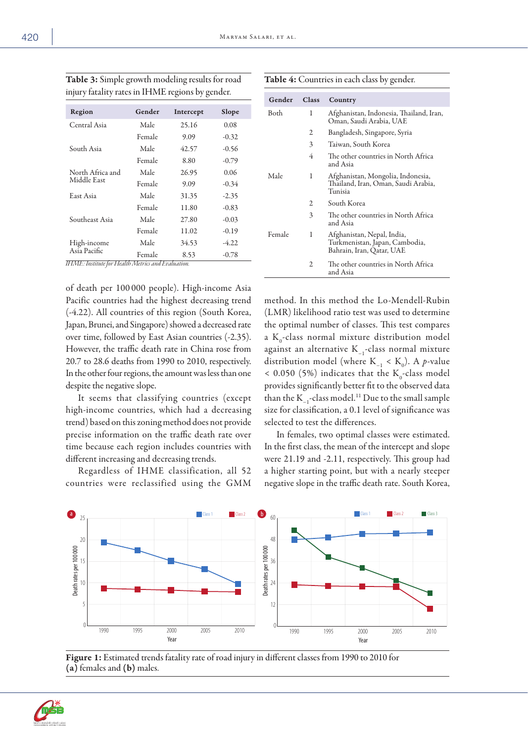**Table 3:** Simple growth modeling results for road injury fatality rates in IHME regions by gender.

| Region | Gender | Intercept | Slope |
|---|---|---|---|
| Central Asia | Male | 25.16 | 0.08 |
| | Female | 9.09 | -0.32 |
| South Asia | Male | 42.57 | -0.56 |
| | Female | 8.80 | -0.79 |
| North Africa and Middle East | Male | 26.95 | 0.06 |
| | Female | 9.09 | -0.34 |
| East Asia | Male | 31.35 | -2.35 |
| | Female | 11.80 | -0.83 |
| Southeast Asia | Male | 27.80 | -0.03 |
| | Female | 11.02 | -0.19 |
| High-income Asia Pacific | Male | 34.53 | -4.22 |
| | Female | 8.53 | -0.78 |

*IHME: Institute for Health Metrics and Evaluation.*

**Table 4:** Countries in each class by gender.

| Gender | Class | Country |
|---|---|---|
| Both | 1 | Afghanistan, Indonesia, Thailand, Iran, Oman, Saudi Arabia, UAE |
| | 2 | Bangladesh, Singapore, Syria |
| | 3 | Taiwan, South Korea |
| | 4 | The other countries in North Africa and Asia |
| Male | 1 | Afghanistan, Mongolia, Indonesia, Thailand, Iran, Oman, Saudi Arabia, Tunisia |
| | 2 | South Korea |
| | 3 | The other countries in North Africa and Asia |
| Female | 1 | Afghanistan, Nepal, India, Turkmenistan, Japan, Cambodia, Bahrain, Iran, Qatar, UAE |
| | 2 | The other countries in North Africa and Asia |

of death per 100 000 people). High-income Asia Pacific countries had the highest decreasing trend (-4.22). All countries of this region (South Korea, Japan, Brunei, and Singapore) showed a decreased rate over time, followed by East Asian countries (-2.35). However, the traffic death rate in China rose from 20.7 to 28.6 deaths from 1990 to 2010, respectively. In the other four regions, the amount was less than one despite the negative slope.

It seems that classifying countries (except high-income countries, which had a decreasing trend) based on this zoning method does not provide precise information on the traffic death rate over time because each region includes countries with different increasing and decreasing trends.

Regardless of IHME classification, all 52 countries were reclassified using the GMM method. In this method the Lo-Mendell-Rubin (LMR) likelihood ratio test was used to determine the optimal number of classes. This test compares a $K_0$-class normal mixture distribution model against an alternative $K_{-1}$-class normal mixture distribution model (where $K_{-1} < K_0$). A $p$-value $< 0.050$ (5%) indicates that the $K_0$-class model provides significantly better fit to the observed data than the $K_{-1}$-class model.[11] Due to the small sample size for classification, a 0.1 level of significance was selected to test the differences.

In females, two optimal classes were estimated. In the first class, the mean of the intercept and slope were 21.19 and -2.11, respectively. This group had a higher starting point, but with a nearly steeper negative slope in the traffic death rate. South Korea,

**Figure 1:** Estimated trends fatality rate of road injury in different classes from 1990 to 2010 for **(a)** females and **(b)** males.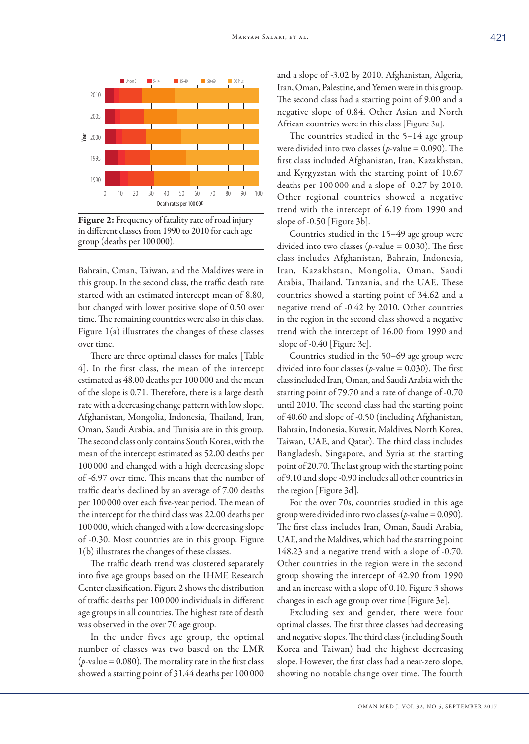**Figure 2:** Frequency of fatality rate of road injury in different classes from 1990 to 2010 for each age group (deaths per 100 000).

Bahrain, Oman, Taiwan, and the Maldives were in this group. In the second class, the traffic death rate started with an estimated intercept mean of 8.80, but changed with lower positive slope of 0.50 over time. The remaining countries were also in this class. Figure 1(a) illustrates the changes of these classes over time.

There are three optimal classes for males [Table 4]. In the first class, the mean of the intercept estimated as 48.00 deaths per 100 000 and the mean of the slope is 0.71. Therefore, there is a large death rate with a decreasing change pattern with low slope. Afghanistan, Mongolia, Indonesia, Thailand, Iran, Oman, Saudi Arabia, and Tunisia are in this group. The second class only contains South Korea, with the mean of the intercept estimated as 52.00 deaths per 100 000 and changed with a high decreasing slope of -6.97 over time. This means that the number of traffic deaths declined by an average of 7.00 deaths per 100 000 over each five-year period. The mean of the intercept for the third class was 22.00 deaths per 100 000, which changed with a low decreasing slope of -0.30. Most countries are in this group. Figure 1(b) illustrates the changes of these classes.

The traffic death trend was clustered separately into five age groups based on the IHME Research Center classification. Figure 2 shows the distribution of traffic deaths per 100 000 individuals in different age groups in all countries. The highest rate of death was observed in the over 70 age group.

In the under fives age group, the optimal number of classes was two based on the LMR ($p$-value = 0.080). The mortality rate in the first class showed a starting point of 31.44 deaths per 100 000 and a slope of -3.02 by 2010. Afghanistan, Algeria, Iran, Oman, Palestine, and Yemen were in this group. The second class had a starting point of 9.00 and a negative slope of 0.84. Other Asian and North African countries were in this class [Figure 3a].

The countries studied in the 5–14 age group were divided into two classes ($p$-value = 0.090). The first class included Afghanistan, Iran, Kazakhstan, and Kyrgyzstan with the starting point of 10.67 deaths per 100 000 and a slope of -0.27 by 2010. Other regional countries showed a negative trend with the intercept of 6.19 from 1990 and slope of -0.50 [Figure 3b].

Countries studied in the 15–49 age group were divided into two classes ($p$-value = 0.030). The first class includes Afghanistan, Bahrain, Indonesia, Iran, Kazakhstan, Mongolia, Oman, Saudi Arabia, Thailand, Tanzania, and the UAE. These countries showed a starting point of 34.62 and a negative trend of -0.42 by 2010. Other countries in the region in the second class showed a negative trend with the intercept of 16.00 from 1990 and slope of -0.40 [Figure 3c].

Countries studied in the 50–69 age group were divided into four classes ($p$-value = 0.030). The first class included Iran, Oman, and Saudi Arabia with the starting point of 79.70 and a rate of change of -0.70 until 2010. The second class had the starting point of 40.60 and slope of -0.50 (including Afghanistan, Bahrain, Indonesia, Kuwait, Maldives, North Korea, Taiwan, UAE, and Qatar). The third class includes Bangladesh, Singapore, and Syria at the starting point of 20.70. The last group with the starting point of 9.10 and slope -0.90 includes all other countries in the region [Figure 3d].

For the over 70s, countries studied in this age group were divided into two classes ($p$-value = 0.090). The first class includes Iran, Oman, Saudi Arabia, UAE, and the Maldives, which had the starting point 148.23 and a negative trend with a slope of -0.70. Other countries in the region were in the second group showing the intercept of 42.90 from 1990 and an increase with a slope of 0.10. Figure 3 shows changes in each age group over time [Figure 3e].

Excluding sex and gender, there were four optimal classes. The first three classes had decreasing and negative slopes. The third class (including South Korea and Taiwan) had the highest decreasing slope. However, the first class had a near-zero slope, showing no notable change over time. The fourth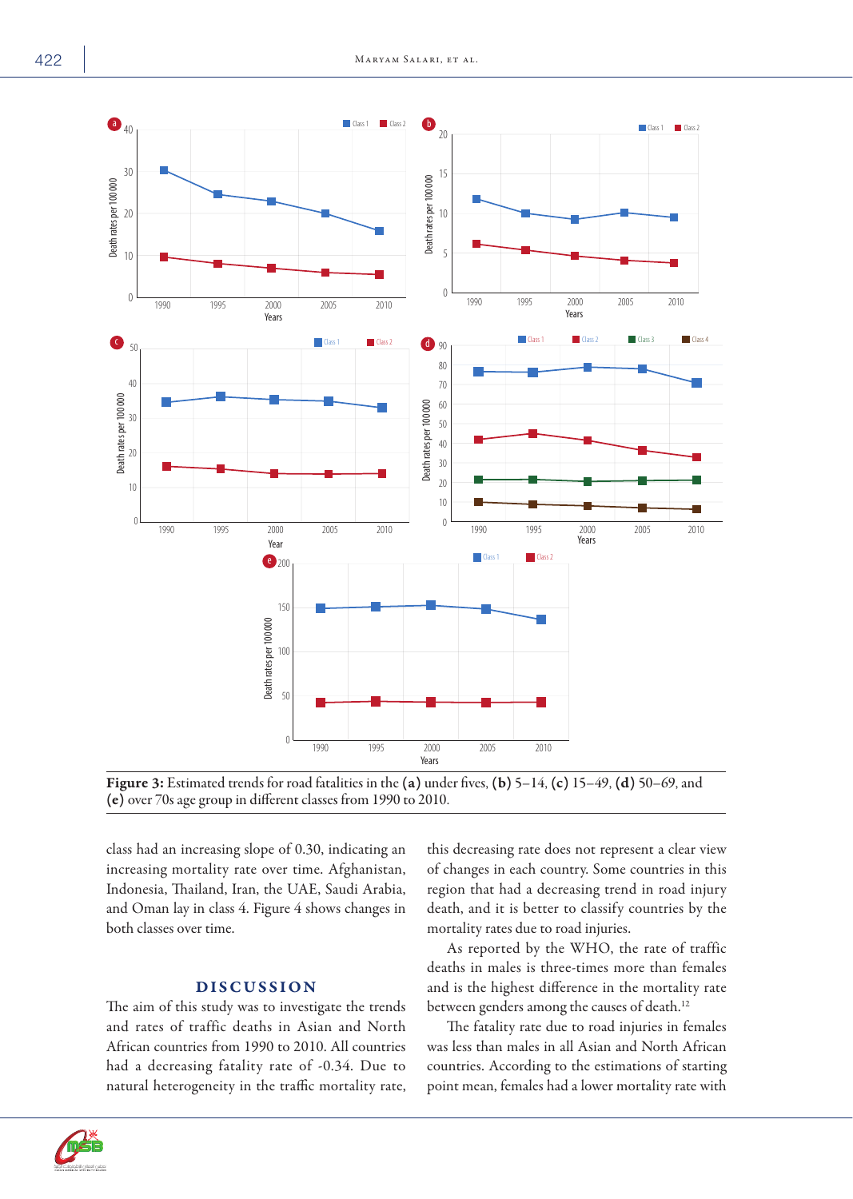Figure 3: Estimated trends for road fatalities in the **(a)** under fives, **(b)** 5–14, **(c)** 15–49, **(d)** 50–69, and **(e)** over 70s age group in different classes from 1990 to 2010.

class had an increasing slope of 0.30, indicating an increasing mortality rate over time. Afghanistan, Indonesia, Thailand, Iran, the UAE, Saudi Arabia, and Oman lay in class 4. Figure 4 shows changes in both classes over time.

## DISCUSSION

The aim of this study was to investigate the trends and rates of traffic deaths in Asian and North African countries from 1990 to 2010. All countries had a decreasing fatality rate of -0.34. Due to natural heterogeneity in the traffic mortality rate, this decreasing rate does not represent a clear view of changes in each country. Some countries in this region that had a decreasing trend in road injury death, and it is better to classify countries by the mortality rates due to road injuries.

As reported by the WHO, the rate of traffic deaths in males is three-times more than females and is the highest difference in the mortality rate between genders among the causes of death.[12]

The fatality rate due to road injuries in females was less than males in all Asian and North African countries. According to the estimations of starting point mean, females had a lower mortality rate with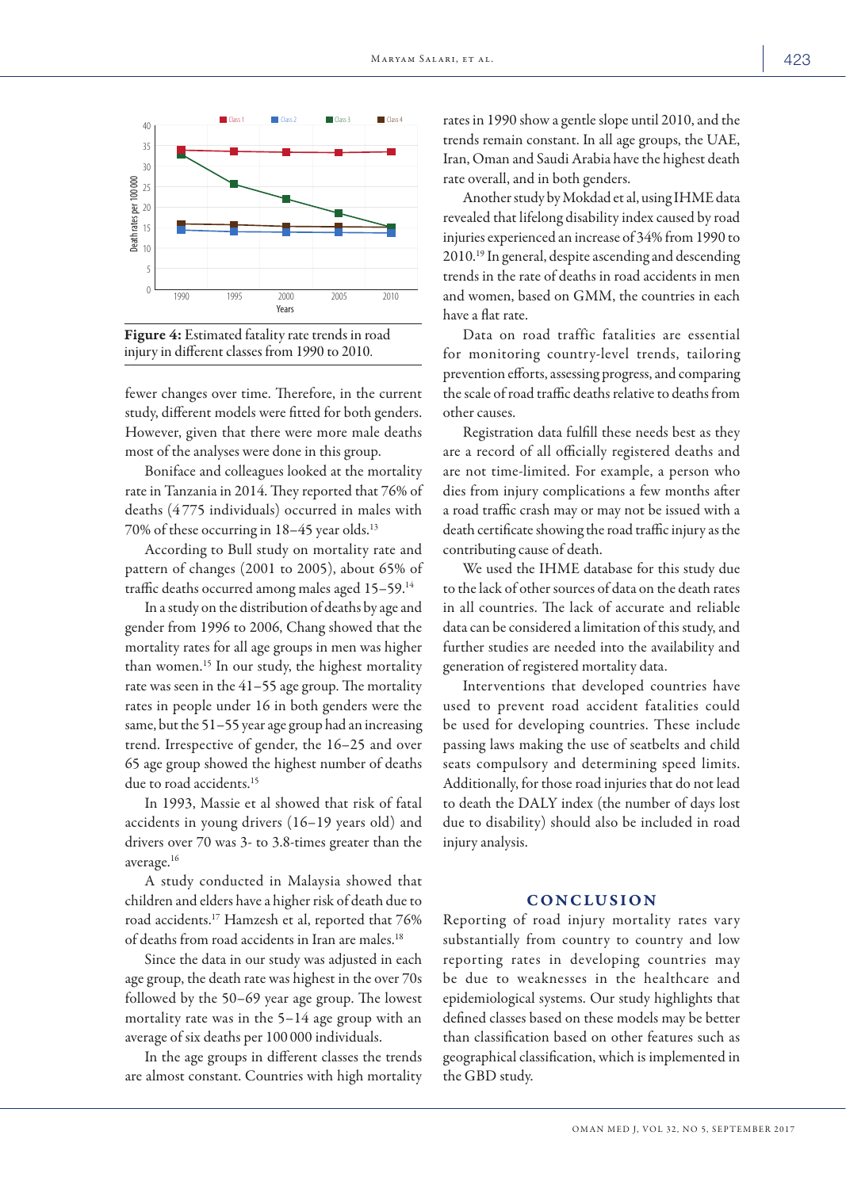Figure 4: Estimated fatality rate trends in road injury in different classes from 1990 to 2010.

fewer changes over time. Therefore, in the current study, different models were fitted for both genders. However, given that there were more male deaths most of the analyses were done in this group.

Boniface and colleagues looked at the mortality rate in Tanzania in 2014. They reported that 76% of deaths (4775 individuals) occurred in males with 70% of these occurring in 18–45 year olds.[13]

According to Bull study on mortality rate and pattern of changes (2001 to 2005), about 65% of traffic deaths occurred among males aged 15–59.[14]

In a study on the distribution of deaths by age and gender from 1996 to 2006, Chang showed that the mortality rates for all age groups in men was higher than women.[15] In our study, the highest mortality rate was seen in the 41–55 age group. The mortality rates in people under 16 in both genders were the same, but the 51–55 year age group had an increasing trend. Irrespective of gender, the 16–25 and over 65 age group showed the highest number of deaths due to road accidents.[15]

In 1993, Massie et al showed that risk of fatal accidents in young drivers (16–19 years old) and drivers over 70 was 3- to 3.8-times greater than the average.[16]

A study conducted in Malaysia showed that children and elders have a higher risk of death due to road accidents.[17] Hamzesh et al, reported that 76% of deaths from road accidents in Iran are males.[18]

Since the data in our study was adjusted in each age group, the death rate was highest in the over 70s followed by the 50–69 year age group. The lowest mortality rate was in the 5–14 age group with an average of six deaths per 100 000 individuals.

In the age groups in different classes the trends are almost constant. Countries with high mortality rates in 1990 show a gentle slope until 2010, and the trends remain constant. In all age groups, the UAE, Iran, Oman and Saudi Arabia have the highest death rate overall, and in both genders.

Another study by Mokdad et al, using IHME data revealed that lifelong disability index caused by road injuries experienced an increase of 34% from 1990 to 2010.[19] In general, despite ascending and descending trends in the rate of deaths in road accidents in men and women, based on GMM, the countries in each have a flat rate.

Data on road traffic fatalities are essential for monitoring country-level trends, tailoring prevention efforts, assessing progress, and comparing the scale of road traffic deaths relative to deaths from other causes.

Registration data fulfill these needs best as they are a record of all officially registered deaths and are not time-limited. For example, a person who dies from injury complications a few months after a road traffic crash may or may not be issued with a death certificate showing the road traffic injury as the contributing cause of death.

We used the IHME database for this study due to the lack of other sources of data on the death rates in all countries. The lack of accurate and reliable data can be considered a limitation of this study, and further studies are needed into the availability and generation of registered mortality data.

Interventions that developed countries have used to prevent road accident fatalities could be used for developing countries. These include passing laws making the use of seatbelts and child seats compulsory and determining speed limits. Additionally, for those road injuries that do not lead to death the DALY index (the number of days lost due to disability) should also be included in road injury analysis.

## CONCLUSION

Reporting of road injury mortality rates vary substantially from country to country and low reporting rates in developing countries may be due to weaknesses in the healthcare and epidemiological systems. Our study highlights that defined classes based on these models may be better than classification based on other features such as geographical classification, which is implemented in the GBD study.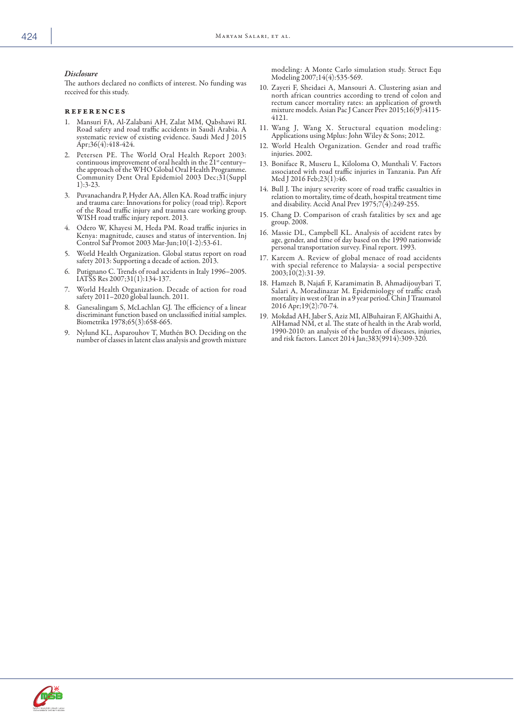### *Disclosure*

The authors declared no conflicts of interest. No funding was received for this study.

### References

1. Mansuri FA, Al-Zalabani AH, Zalat MM, Qabshawi RI. Road safety and road traffic accidents in Saudi Arabia. A systematic review of existing evidence. Saudi Med J 2015 Apr;36(4):418-424.
2. Petersen PE. The World Oral Health Report 2003: continuous improvement of oral health in the 21st century–the approach of the WHO Global Oral Health Programme. Community Dent Oral Epidemiol 2003 Dec;31(Suppl 1):3-23.
3. Puvanachandra P, Hyder AA, Allen KA. Road traffic injury and trauma care: Innovations for policy (road trip). Report of the Road traffic injury and trauma care working group. WISH road traffic injury report. 2013.
4. Odero W, Khayesi M, Heda PM. Road traffic injuries in Kenya: magnitude, causes and status of intervention. Inj Control Saf Promot 2003 Mar-Jun;10(1-2):53-61.
5. World Health Organization. Global status report on road safety 2013: Supporting a decade of action. 2013.
6. Putignano C. Trends of road accidents in Italy 1996–2005. IATSS Res 2007;31(1):134-137.
7. World Health Organization. Decade of action for road safety 2011–2020 global launch. 2011.
8. Ganesalingam S, McLachlan GJ. The efficiency of a linear discriminant function based on unclassified initial samples. Biometrika 1978;65(3):658-665.
9. Nylund KL, Asparouhov T, Muthén BO. Deciding on the number of classes in latent class analysis and growth mixture modeling: A Monte Carlo simulation study. Struct Equ Modeling 2007;14(4):535-569.
10. Zayeri F, Sheidaei A, Mansouri A. Clustering asian and north african countries according to trend of colon and rectum cancer mortality rates: an application of growth mixture models. Asian Pac J Cancer Prev 2015;16(9):4115-4121.
11. Wang J, Wang X. Structural equation modeling: Applications using Mplus: John Wiley & Sons; 2012.
12. World Health Organization. Gender and road traffic injuries. 2002.
13. Boniface R, Museru L, Kiloloma O, Munthali V. Factors associated with road traffic injuries in Tanzania. Pan Afr Med J 2016 Feb;23(1):46.
14. Bull J. The injury severity score of road traffic casualties in relation to mortality, time of death, hospital treatment time and disability. Accid Anal Prev 1975;7(4):249-255.
15. Chang D. Comparison of crash fatalities by sex and age group. 2008.
16. Massie DL, Campbell KL. Analysis of accident rates by age, gender, and time of day based on the 1990 nationwide personal transportation survey. Final report. 1993.
17. Kareem A. Review of global menace of road accidents with special reference to Malaysia- a social perspective 2003;10(2):31-39.
18. Hamzeh B, Najafi F, Karamimatin B, Ahmadijouybari T, Salari A, Moradinazar M. Epidemiology of traffic crash mortality in west of Iran in a 9 year period. Chin J Traumatol 2016 Apr;19(2):70-74.
19. Mokdad AH, Jaber S, Aziz MI, AlBuhairan F, AlGhaithi A, AlHamad NM, et al. The state of health in the Arab world, 1990-2010: an analysis of the burden of diseases, injuries, and risk factors. Lancet 2014 Jan;383(9914):309-320.